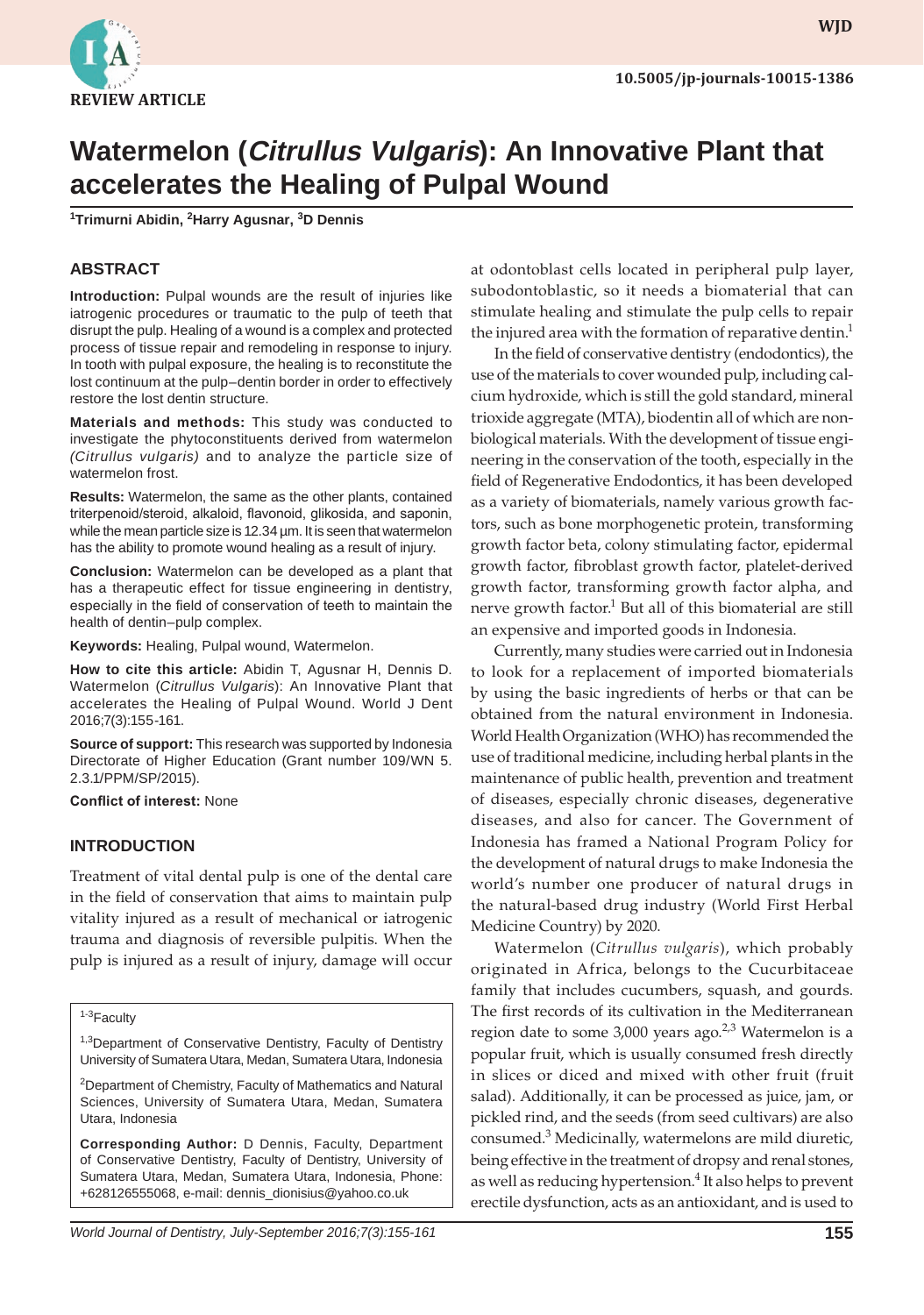REVIEW ARTICLE

10.5005/jp-journals-10015-1386

# Watermelon (*Citrullus Vulgaris*): An Innovative Plant that accelerates the Healing of Pulpal Wound

[1]Trimurni Abidin, [2]Harry Agusnar, [3]D Dennis

## ABSTRACT

**Introduction:** Pulpal wounds are the result of injuries like iatrogenic procedures or traumatic to the pulp of teeth that disrupt the pulp. Healing of a wound is a complex and protected process of tissue repair and remodeling in response to injury. In tooth with pulpal exposure, the healing is to reconstitute the lost continuum at the pulp–dentin border in order to effectively restore the lost dentin structure.

**Materials and methods:** This study was conducted to investigate the phytoconstituents derived from watermelon *(Citrullus vulgaris)* and to analyze the particle size of watermelon frost.

**Results:** Watermelon, the same as the other plants, contained triterpenoid/steroid, alkaloid, flavonoid, glikosida, and saponin, while the mean particle size is 12.34 µm. It is seen that watermelon has the ability to promote wound healing as a result of injury.

**Conclusion:** Watermelon can be developed as a plant that has a therapeutic effect for tissue engineering in dentistry, especially in the field of conservation of teeth to maintain the health of dentin–pulp complex.

**Keywords:** Healing, Pulpal wound, Watermelon.

**How to cite this article:** Abidin T, Agusnar H, Dennis D. Watermelon (*Citrullus Vulgaris*): An Innovative Plant that accelerates the Healing of Pulpal Wound. World J Dent 2016;7(3):155-161.

**Source of support:** This research was supported by Indonesia Directorate of Higher Education (Grant number 109/WN 5. 2.3.1/PPM/SP/2015).

**Conflict of interest:** None

## INTRODUCTION

Treatment of vital dental pulp is one of the dental care in the field of conservation that aims to maintain pulp vitality injured as a result of mechanical or iatrogenic trauma and diagnosis of reversible pulpitis. When the pulp is injured as a result of injury, damage will occur at odontoblast cells located in peripheral pulp layer, subodontoblastic, so it needs a biomaterial that can stimulate healing and stimulate the pulp cells to repair the injured area with the formation of reparative dentin.[1]

In the field of conservative dentistry (endodontics), the use of the materials to cover wounded pulp, including calcium hydroxide, which is still the gold standard, mineral trioxide aggregate (MTA), biodentin all of which are nonbiological materials. With the development of tissue engineering in the conservation of the tooth, especially in the field of Regenerative Endodontics, it has been developed as a variety of biomaterials, namely various growth factors, such as bone morphogenetic protein, transforming growth factor beta, colony stimulating factor, epidermal growth factor, fibroblast growth factor, platelet-derived growth factor, transforming growth factor alpha, and nerve growth factor.[1] But all of this biomaterial are still an expensive and imported goods in Indonesia.

Currently, many studies were carried out in Indonesia to look for a replacement of imported biomaterials by using the basic ingredients of herbs or that can be obtained from the natural environment in Indonesia. World Health Organization (WHO) has recommended the use of traditional medicine, including herbal plants in the maintenance of public health, prevention and treatment of diseases, especially chronic diseases, degenerative diseases, and also for cancer. The Government of Indonesia has framed a National Program Policy for the development of natural drugs to make Indonesia the world's number one producer of natural drugs in the natural-based drug industry (World First Herbal Medicine Country) by 2020.

Watermelon (*Citrullus vulgaris*), which probably originated in Africa, belongs to the Cucurbitaceae family that includes cucumbers, squash, and gourds. The first records of its cultivation in the Mediterranean region date to some 3,000 years ago.[2,3] Watermelon is a popular fruit, which is usually consumed fresh directly in slices or diced and mixed with other fruit (fruit salad). Additionally, it can be processed as juice, jam, or pickled rind, and the seeds (from seed cultivars) are also consumed.[3] Medicinally, watermelons are mild diuretic, being effective in the treatment of dropsy and renal stones, as well as reducing hypertension.[4] It also helps to prevent erectile dysfunction, acts as an antioxidant, and is used to

---

[1-3]Faculty

[1,3]Department of Conservative Dentistry, Faculty of Dentistry University of Sumatera Utara, Medan, Sumatera Utara, Indonesia

[2]Department of Chemistry, Faculty of Mathematics and Natural Sciences, University of Sumatera Utara, Medan, Sumatera Utara, Indonesia

**Corresponding Author:** D Dennis, Faculty, Department of Conservative Dentistry, Faculty of Dentistry, University of Sumatera Utara, Medan, Sumatera Utara, Indonesia, Phone: +628126555068, e-mail: dennis_dionisius@yahoo.co.uk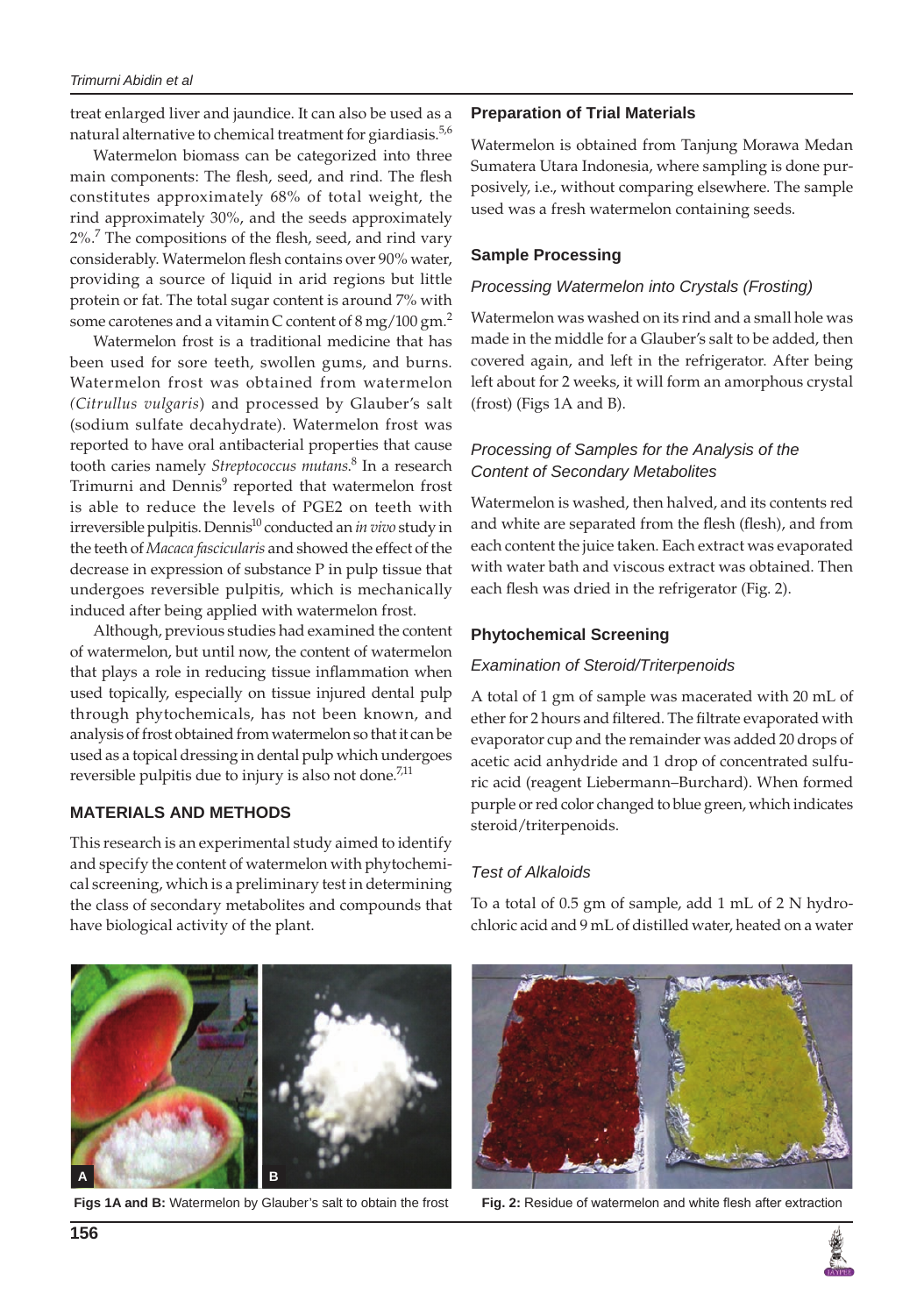treat enlarged liver and jaundice. It can also be used as a natural alternative to chemical treatment for giardiasis.[5,6]

Watermelon biomass can be categorized into three main components: The flesh, seed, and rind. The flesh constitutes approximately 68% of total weight, the rind approximately 30%, and the seeds approximately 2%.[7] The compositions of the flesh, seed, and rind vary considerably. Watermelon flesh contains over 90% water, providing a source of liquid in arid regions but little protein or fat. The total sugar content is around 7% with some carotenes and a vitamin C content of 8 mg/100 gm.[2]

Watermelon frost is a traditional medicine that has been used for sore teeth, swollen gums, and burns. Watermelon frost was obtained from watermelon (*Citrullus vulgaris*) and processed by Glauber's salt (sodium sulfate decahydrate). Watermelon frost was reported to have oral antibacterial properties that cause tooth caries namely *Streptococcus mutans*.[8] In a research Trimurni and Dennis[9] reported that watermelon frost is able to reduce the levels of PGE2 on teeth with irreversible pulpitis. Dennis[10] conducted an *in vivo* study in the teeth of *Macaca fascicularis* and showed the effect of the decrease in expression of substance P in pulp tissue that undergoes reversible pulpitis, which is mechanically induced after being applied with watermelon frost.

Although, previous studies had examined the content of watermelon, but until now, the content of watermelon that plays a role in reducing tissue inflammation when used topically, especially on tissue injured dental pulp through phytochemicals, has not been known, and analysis of frost obtained from watermelon so that it can be used as a topical dressing in dental pulp which undergoes reversible pulpitis due to injury is also not done.[7,11]

## MATERIALS AND METHODS

This research is an experimental study aimed to identify and specify the content of watermelon with phytochemical screening, which is a preliminary test in determining the class of secondary metabolites and compounds that have biological activity of the plant.

### Preparation of Trial Materials

Watermelon is obtained from Tanjung Morawa Medan Sumatera Utara Indonesia, where sampling is done purposively, i.e., without comparing elsewhere. The sample used was a fresh watermelon containing seeds.

### Sample Processing

#### *Processing Watermelon into Crystals (Frosting)*

Watermelon was washed on its rind and a small hole was made in the middle for a Glauber's salt to be added, then covered again, and left in the refrigerator. After being left about for 2 weeks, it will form an amorphous crystal (frost) (Figs 1A and B).

#### *Processing of Samples for the Analysis of the Content of Secondary Metabolites*

Watermelon is washed, then halved, and its contents red and white are separated from the flesh (flesh), and from each content the juice taken. Each extract was evaporated with water bath and viscous extract was obtained. Then each flesh was dried in the refrigerator (Fig. 2).

### Phytochemical Screening

#### *Examination of Steroid/Triterpenoids*

A total of 1 gm of sample was macerated with 20 mL of ether for 2 hours and filtered. The filtrate evaporated with evaporator cup and the remainder was added 20 drops of acetic acid anhydride and 1 drop of concentrated sulfuric acid (reagent Liebermann–Burchard). When formed purple or red color changed to blue green, which indicates steroid/triterpenoids.

#### *Test of Alkaloids*

To a total of 0.5 gm of sample, add 1 mL of 2 N hydrochloric acid and 9 mL of distilled water, heated on a water

**Figs 1A and B:** Watermelon by Glauber's salt to obtain the frost

**Fig. 2:** Residue of watermelon and white flesh after extraction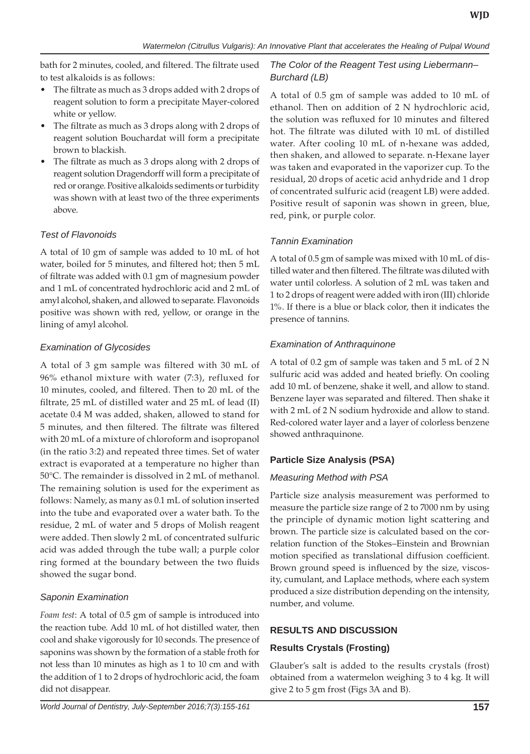bath for 2 minutes, cooled, and filtered. The filtrate used to test alkaloids is as follows:

- The filtrate as much as 3 drops added with 2 drops of reagent solution to form a precipitate Mayer-colored white or yellow.
- The filtrate as much as 3 drops along with 2 drops of reagent solution Bouchardat will form a precipitate brown to blackish.
- The filtrate as much as 3 drops along with 2 drops of reagent solution Dragendorff will form a precipitate of red or orange. Positive alkaloids sediments or turbidity was shown with at least two of the three experiments above.

#### *Test of Flavonoids*

A total of 10 gm of sample was added to 10 mL of hot water, boiled for 5 minutes, and filtered hot; then 5 mL of filtrate was added with 0.1 gm of magnesium powder and 1 mL of concentrated hydrochloric acid and 2 mL of amyl alcohol, shaken, and allowed to separate. Flavonoids positive was shown with red, yellow, or orange in the lining of amyl alcohol.

#### *Examination of Glycosides*

A total of 3 gm sample was filtered with 30 mL of 96% ethanol mixture with water (7:3), refluxed for 10 minutes, cooled, and filtered. Then to 20 mL of the filtrate, 25 mL of distilled water and 25 mL of lead (II) acetate 0.4 M was added, shaken, allowed to stand for 5 minutes, and then filtered. The filtrate was filtered with 20 mL of a mixture of chloroform and isopropanol (in the ratio 3:2) and repeated three times. Set of water extract is evaporated at a temperature no higher than 50°C. The remainder is dissolved in 2 mL of methanol. The remaining solution is used for the experiment as follows: Namely, as many as 0.1 mL of solution inserted into the tube and evaporated over a water bath. To the residue, 2 mL of water and 5 drops of Molish reagent were added. Then slowly 2 mL of concentrated sulfuric acid was added through the tube wall; a purple color ring formed at the boundary between the two fluids showed the sugar bond.

#### *Saponin Examination*

*Foam test*: A total of 0.5 gm of sample is introduced into the reaction tube. Add 10 mL of hot distilled water, then cool and shake vigorously for 10 seconds. The presence of saponins was shown by the formation of a stable froth for not less than 10 minutes as high as 1 to 10 cm and with the addition of 1 to 2 drops of hydrochloric acid, the foam did not disappear.

#### *The Color of the Reagent Test using Liebermann–Burchard (LB)*

A total of 0.5 gm of sample was added to 10 mL of ethanol. Then on addition of 2 N hydrochloric acid, the solution was refluxed for 10 minutes and filtered hot. The filtrate was diluted with 10 mL of distilled water. After cooling 10 mL of n-hexane was added, then shaken, and allowed to separate. n-Hexane layer was taken and evaporated in the vaporizer cup. To the residual, 20 drops of acetic acid anhydride and 1 drop of concentrated sulfuric acid (reagent LB) were added. Positive result of saponin was shown in green, blue, red, pink, or purple color.

#### *Tannin Examination*

A total of 0.5 gm of sample was mixed with 10 mL of distilled water and then filtered. The filtrate was diluted with water until colorless. A solution of 2 mL was taken and 1 to 2 drops of reagent were added with iron (III) chloride 1%. If there is a blue or black color, then it indicates the presence of tannins.

#### *Examination of Anthraquinone*

A total of 0.2 gm of sample was taken and 5 mL of 2 N sulfuric acid was added and heated briefly. On cooling add 10 mL of benzene, shake it well, and allow to stand. Benzene layer was separated and filtered. Then shake it with 2 mL of 2 N sodium hydroxide and allow to stand. Red-colored water layer and a layer of colorless benzene showed anthraquinone.

### Particle Size Analysis (PSA)

#### *Measuring Method with PSA*

Particle size analysis measurement was performed to measure the particle size range of 2 to 7000 nm by using the principle of dynamic motion light scattering and brown. The particle size is calculated based on the correlation function of the Stokes–Einstein and Brownian motion specified as translational diffusion coefficient. Brown ground speed is influenced by the size, viscosity, cumulant, and Laplace methods, where each system produced a size distribution depending on the intensity, number, and volume.

## RESULTS AND DISCUSSION

### Results Crystals (Frosting)

Glauber's salt is added to the results crystals (frost) obtained from a watermelon weighing 3 to 4 kg. It will give 2 to 5 gm frost (Figs 3A and B).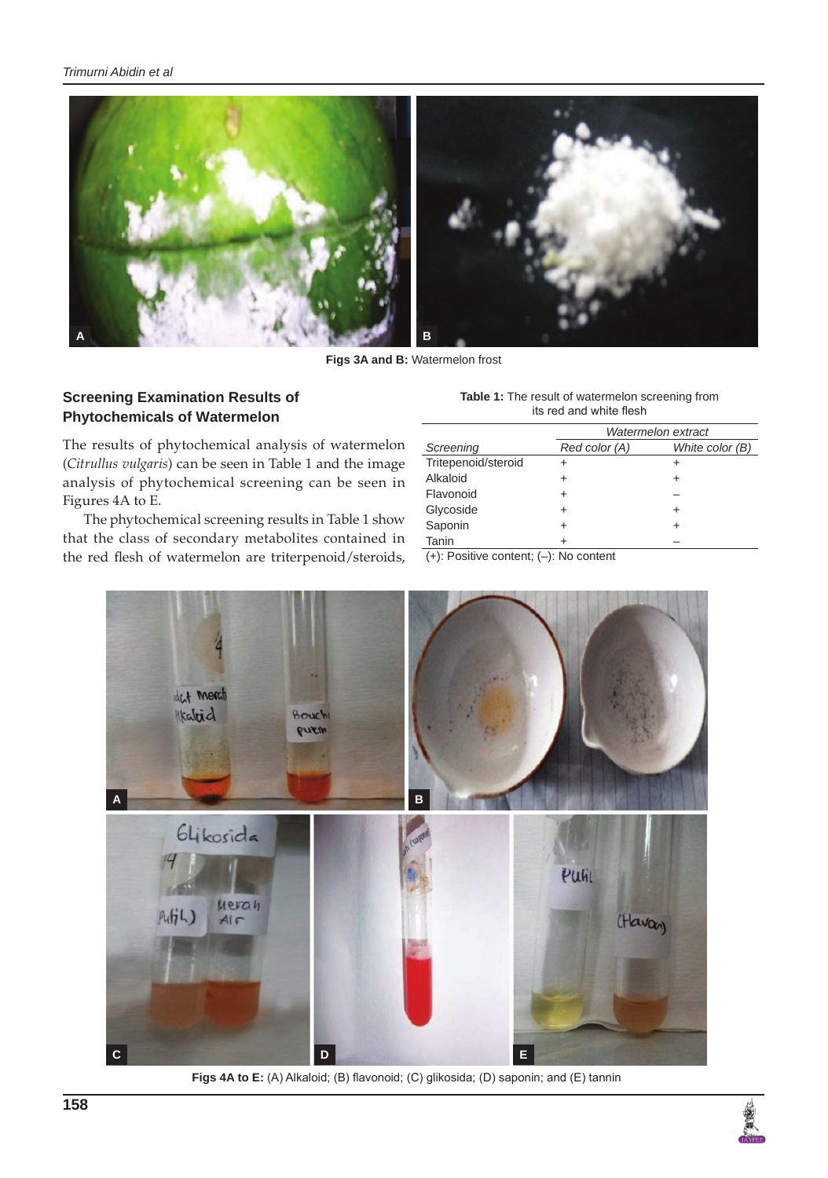Figs 3A and B: Watermelon frost

## Screening Examination Results of Phytochemicals of Watermelon

The results of phytochemical analysis of watermelon (*Citrullus vulgaris*) can be seen in Table 1 and the image analysis of phytochemical screening can be seen in Figures 4A to E.

The phytochemical screening results in Table 1 show that the class of secondary metabolites contained in the red flesh of watermelon are triterpenoid/steroids,

**Table 1:** The result of watermelon screening from its red and white flesh

| | *Watermelon extract* | |
|---|---|---|
| *Screening* | *Red color (A)* | *White color (B)* |
| Tritepenoid/steroid | + | + |
| Alkaloid | + | + |
| Flavonoid | + | – |
| Glycoside | + | + |
| Saponin | + | + |
| Tanin | + | – |

(+): Positive content; (–): No content

**Figs 4A to E:** (A) Alkaloid; (B) flavonoid; (C) glikosida; (D) saponin; and (E) tannin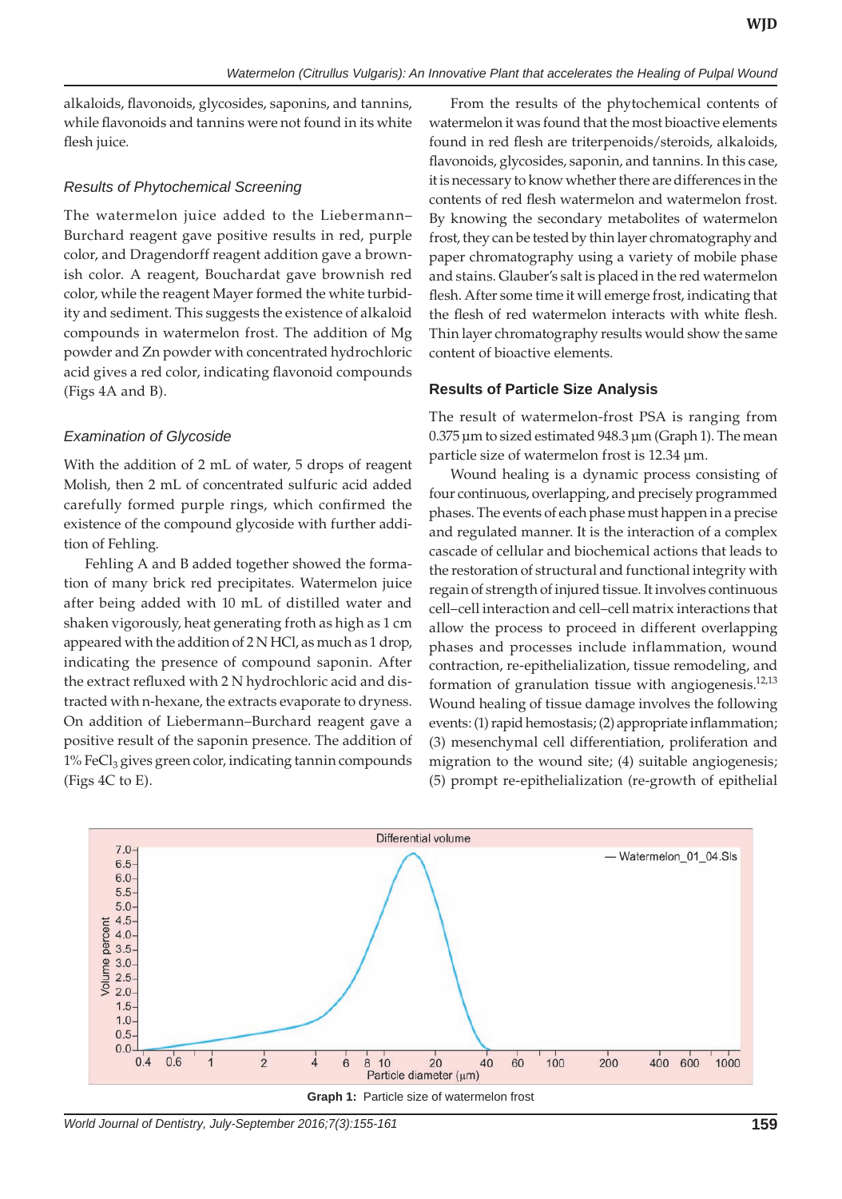alkaloids, flavonoids, glycosides, saponins, and tannins, while flavonoids and tannins were not found in its white flesh juice.

### Results of Phytochemical Screening

The watermelon juice added to the Liebermann–Burchard reagent gave positive results in red, purple color, and Dragendorff reagent addition gave a brownish color. A reagent, Bouchardat gave brownish red color, while the reagent Mayer formed the white turbidity and sediment. This suggests the existence of alkaloid compounds in watermelon frost. The addition of Mg powder and Zn powder with concentrated hydrochloric acid gives a red color, indicating flavonoid compounds (Figs 4A and B).

### Examination of Glycoside

With the addition of 2 mL of water, 5 drops of reagent Molish, then 2 mL of concentrated sulfuric acid added carefully formed purple rings, which confirmed the existence of the compound glycoside with further addition of Fehling.

Fehling A and B added together showed the formation of many brick red precipitates. Watermelon juice after being added with 10 mL of distilled water and shaken vigorously, heat generating froth as high as 1 cm appeared with the addition of 2 N HCl, as much as 1 drop, indicating the presence of compound saponin. After the extract refluxed with 2 N hydrochloric acid and distracted with n-hexane, the extracts evaporate to dryness. On addition of Liebermann–Burchard reagent gave a positive result of the saponin presence. The addition of 1% $FeCl_3$ gives green color, indicating tannin compounds (Figs 4C to E).

From the results of the phytochemical contents of watermelon it was found that the most bioactive elements found in red flesh are triterpenoids/steroids, alkaloids, flavonoids, glycosides, saponin, and tannins. In this case, it is necessary to know whether there are differences in the contents of red flesh watermelon and watermelon frost. By knowing the secondary metabolites of watermelon frost, they can be tested by thin layer chromatography and paper chromatography using a variety of mobile phase and stains. Glauber's salt is placed in the red watermelon flesh. After some time it will emerge frost, indicating that the flesh of red watermelon interacts with white flesh. Thin layer chromatography results would show the same content of bioactive elements.

## Results of Particle Size Analysis

The result of watermelon-frost PSA is ranging from 0.375 µm to sized estimated 948.3 µm (Graph 1). The mean particle size of watermelon frost is 12.34 µm.

Wound healing is a dynamic process consisting of four continuous, overlapping, and precisely programmed phases. The events of each phase must happen in a precise and regulated manner. It is the interaction of a complex cascade of cellular and biochemical actions that leads to the restoration of structural and functional integrity with regain of strength of injured tissue. It involves continuous cell–cell interaction and cell–cell matrix interactions that allow the process to proceed in different overlapping phases and processes include inflammation, wound contraction, re-epithelialization, tissue remodeling, and formation of granulation tissue with angiogenesis.[12,13] Wound healing of tissue damage involves the following events: (1) rapid hemostasis; (2) appropriate inflammation; (3) mesenchymal cell differentiation, proliferation and migration to the wound site; (4) suitable angiogenesis; (5) prompt re-epithelialization (re-growth of epithelial

Differential volume

— Watermelon_01_04.Sls

Volume percent: 0.0, 0.5, 1.0, 1.5, 2.0, 2.5, 3.0, 3.5, 4.0, 4.5, 5.0, 5.5, 6.0, 6.5, 7.0

Particle diameter (µm): 0.4, 0.6, 1, 2, 4, 6, 8, 10, 20, 40, 60, 100, 200, 400, 600, 1000

**Graph 1:** Particle size of watermelon frost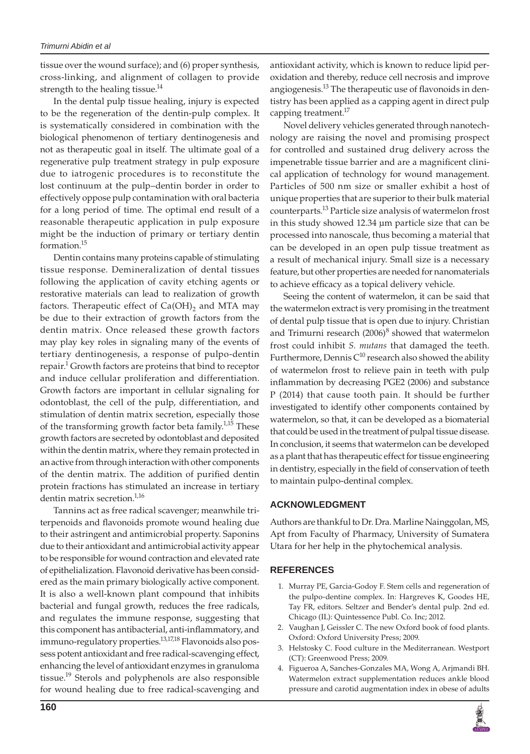tissue over the wound surface); and (6) proper synthesis, cross-linking, and alignment of collagen to provide strength to the healing tissue.[14]

In the dental pulp tissue healing, injury is expected to be the regeneration of the dentin-pulp complex. It is systematically considered in combination with the biological phenomenon of tertiary dentinogenesis and not as therapeutic goal in itself. The ultimate goal of a regenerative pulp treatment strategy in pulp exposure due to iatrogenic procedures is to reconstitute the lost continuum at the pulp–dentin border in order to effectively oppose pulp contamination with oral bacteria for a long period of time. The optimal end result of a reasonable therapeutic application in pulp exposure might be the induction of primary or tertiary dentin formation.[15]

Dentin contains many proteins capable of stimulating tissue response. Demineralization of dental tissues following the application of cavity etching agents or restorative materials can lead to realization of growth factors. Therapeutic effect of $Ca(OH)_2$ and MTA may be due to their extraction of growth factors from the dentin matrix. Once released these growth factors may play key roles in signaling many of the events of tertiary dentinogenesis, a response of pulpo-dentin repair.[1] Growth factors are proteins that bind to receptor and induce cellular proliferation and differentiation. Growth factors are important in cellular signaling for odontoblast, the cell of the pulp, differentiation, and stimulation of dentin matrix secretion, especially those of the transforming growth factor beta family.[1,15] These growth factors are secreted by odontoblast and deposited within the dentin matrix, where they remain protected in an active from through interaction with other components of the dentin matrix. The addition of purified dentin protein fractions has stimulated an increase in tertiary dentin matrix secretion.[1,16]

Tannins act as free radical scavenger; meanwhile triterpenoids and flavonoids promote wound healing due to their astringent and antimicrobial property. Saponins due to their antioxidant and antimicrobial activity appear to be responsible for wound contraction and elevated rate of epithelialization. Flavonoid derivative has been considered as the main primary biologically active component. It is also a well-known plant compound that inhibits bacterial and fungal growth, reduces the free radicals, and regulates the immune response, suggesting that this component has antibacterial, anti-inflammatory, and immuno-regulatory properties.[13,17,18] Flavonoids also possess potent antioxidant and free radical-scavenging effect, enhancing the level of antioxidant enzymes in granuloma tissue.[19] Sterols and polyphenols are also responsible for wound healing due to free radical-scavenging and antioxidant activity, which is known to reduce lipid peroxidation and thereby, reduce cell necrosis and improve angiogenesis.[13] The therapeutic use of flavonoids in dentistry has been applied as a capping agent in direct pulp capping treatment.[17]

Novel delivery vehicles generated through nanotechnology are raising the novel and promising prospect for controlled and sustained drug delivery across the impenetrable tissue barrier and are a magnificent clinical application of technology for wound management. Particles of 500 nm size or smaller exhibit a host of unique properties that are superior to their bulk material counterparts.[13] Particle size analysis of watermelon frost in this study showed 12.34 μm particle size that can be processed into nanoscale, thus becoming a material that can be developed in an open pulp tissue treatment as a result of mechanical injury. Small size is a necessary feature, but other properties are needed for nanomaterials to achieve efficacy as a topical delivery vehicle.

Seeing the content of watermelon, it can be said that the watermelon extract is very promising in the treatment of dental pulp tissue that is open due to injury. Christian and Trimurni research (2006)[8] showed that watermelon frost could inhibit *S. mutans* that damaged the teeth. Furthermore, Dennis C[10] research also showed the ability of watermelon frost to relieve pain in teeth with pulp inflammation by decreasing PGE2 (2006) and substance P (2014) that cause tooth pain. It should be further investigated to identify other components contained by watermelon, so that, it can be developed as a biomaterial that could be used in the treatment of pulpal tissue disease. In conclusion, it seems that watermelon can be developed as a plant that has therapeutic effect for tissue engineering in dentistry, especially in the field of conservation of teeth to maintain pulpo-dentinal complex.

## ACKNOWLEDGMENT

Authors are thankful to Dr. Dra. Marline Nainggolan, MS, Apt from Faculty of Pharmacy, University of Sumatera Utara for her help in the phytochemical analysis.

## REFERENCES

1. Murray PE, Garcia-Godoy F. Stem cells and regeneration of the pulpo-dentine complex. In: Hargreves K, Goodes HE, Tay FR, editors. Seltzer and Bender's dental pulp. 2nd ed. Chicago (IL): Quintessence Publ. Co. Inc; 2012.
2. Vaughan J, Geissler C. The new Oxford book of food plants. Oxford: Oxford University Press; 2009.
3. Helstosky C. Food culture in the Mediterranean. Westport (CT): Greenwood Press; 2009.
4. Figueroa A, Sanches-Gonzales MA, Wong A, Arjmandi BH. Watermelon extract supplementation reduces ankle blood pressure and carotid augmentation index in obese of adults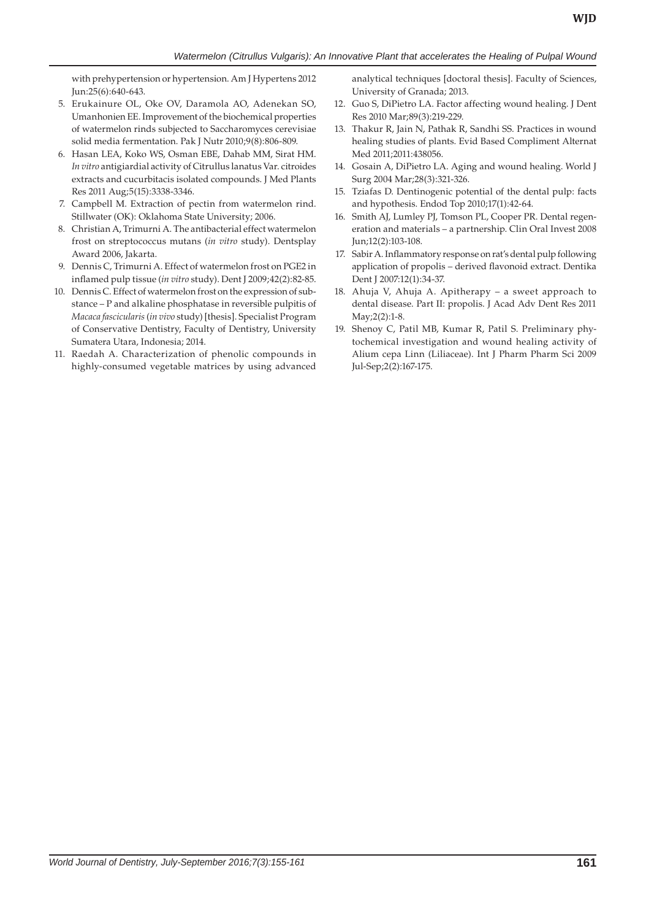with prehypertension or hypertension. Am J Hypertens 2012 Jun:25(6):640-643.

5. Erukainure OL, Oke OV, Daramola AO, Adenekan SO, Umanhonien EE. Improvement of the biochemical properties of watermelon rinds subjected to Saccharomyces cerevisiae solid media fermentation. Pak J Nutr 2010;9(8):806-809.
6. Hasan LEA, Koko WS, Osman EBE, Dahab MM, Sirat HM. *In vitro* antigiardial activity of Citrullus lanatus Var. citroides extracts and cucurbitacis isolated compounds. J Med Plants Res 2011 Aug;5(15):3338-3346.
7. Campbell M. Extraction of pectin from watermelon rind. Stillwater (OK): Oklahoma State University; 2006.
8. Christian A, Trimurni A. The antibacterial effect watermelon frost on streptococcus mutans (*in vitro* study). Dentsplay Award 2006, Jakarta.
9. Dennis C, Trimurni A. Effect of watermelon frost on PGE2 in inflamed pulp tissue (*in vitro* study). Dent J 2009;42(2):82-85.
10. Dennis C. Effect of watermelon frost on the expression of substance – P and alkaline phosphatase in reversible pulpitis of *Macaca fascicularis* (*in vivo* study) [thesis]. Specialist Program of Conservative Dentistry, Faculty of Dentistry, University Sumatera Utara, Indonesia; 2014.
11. Raedah A. Characterization of phenolic compounds in highly-consumed vegetable matrices by using advanced analytical techniques [doctoral thesis]. Faculty of Sciences, University of Granada; 2013.
12. Guo S, DiPietro LA. Factor affecting wound healing. J Dent Res 2010 Mar;89(3):219-229.
13. Thakur R, Jain N, Pathak R, Sandhi SS. Practices in wound healing studies of plants. Evid Based Compliment Alternat Med 2011;2011:438056.
14. Gosain A, DiPietro LA. Aging and wound healing. World J Surg 2004 Mar;28(3):321-326.
15. Tziafas D. Dentinogenic potential of the dental pulp: facts and hypothesis. Endod Top 2010;17(1):42-64.
16. Smith AJ, Lumley PJ, Tomson PL, Cooper PR. Dental regeneration and materials – a partnership. Clin Oral Invest 2008 Jun;12(2):103-108.
17. Sabir A. Inflammatory response on rat's dental pulp following application of propolis – derived flavonoid extract. Dentika Dent J 2007:12(1):34-37.
18. Ahuja V, Ahuja A. Apitherapy – a sweet approach to dental disease. Part II: propolis. J Acad Adv Dent Res 2011 May;2(2):1-8.
19. Shenoy C, Patil MB, Kumar R, Patil S. Preliminary phytochemical investigation and wound healing activity of Alium cepa Linn (Liliaceae). Int J Pharm Pharm Sci 2009 Jul-Sep;2(2):167-175.